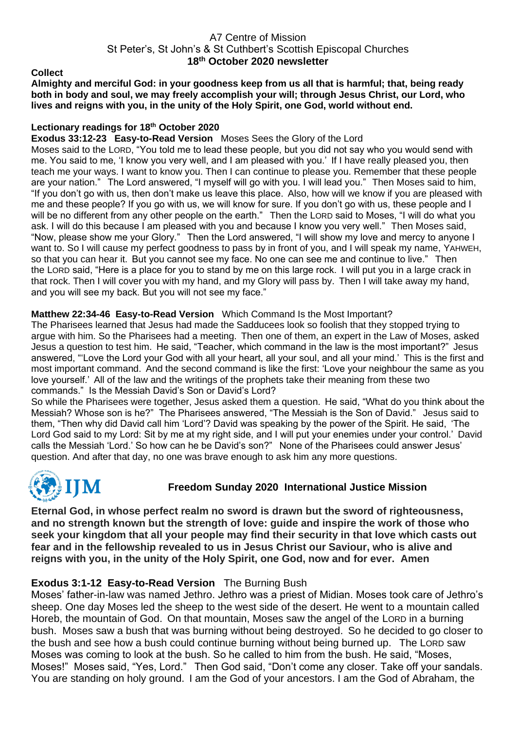A7 Centre of Mission
St Peter's, St John's & St Cuthbert's Scottish Episcopal Churches
**18th October 2020 newsletter**

**Collect**

**Almighty and merciful God: in your goodness keep from us all that is harmful; that, being ready both in body and soul, we may freely accomplish your will; through Jesus Christ, our Lord, who lives and reigns with you, in the unity of the Holy Spirit, one God, world without end.**

**Lectionary readings for 18th October 2020**

**Exodus 33:12-23 Easy-to-Read Version** Moses Sees the Glory of the Lord

Moses said to the LORD, "You told me to lead these people, but you did not say who you would send with me. You said to me, 'I know you very well, and I am pleased with you.' If I have really pleased you, then teach me your ways. I want to know you. Then I can continue to please you. Remember that these people are your nation." The Lord answered, "I myself will go with you. I will lead you." Then Moses said to him, "If you don't go with us, then don't make us leave this place. Also, how will we know if you are pleased with me and these people? If you go with us, we will know for sure. If you don't go with us, these people and I will be no different from any other people on the earth." Then the LORD said to Moses, "I will do what you ask. I will do this because I am pleased with you and because I know you very well." Then Moses said, "Now, please show me your Glory." Then the Lord answered, "I will show my love and mercy to anyone I want to. So I will cause my perfect goodness to pass by in front of you, and I will speak my name, YAHWEH, so that you can hear it. But you cannot see my face. No one can see me and continue to live." Then the LORD said, "Here is a place for you to stand by me on this large rock. I will put you in a large crack in that rock. Then I will cover you with my hand, and my Glory will pass by. Then I will take away my hand, and you will see my back. But you will not see my face."

**Matthew 22:34-46 Easy-to-Read Version** Which Command Is the Most Important?

The Pharisees learned that Jesus had made the Sadducees look so foolish that they stopped trying to argue with him. So the Pharisees had a meeting. Then one of them, an expert in the Law of Moses, asked Jesus a question to test him. He said, "Teacher, which command in the law is the most important?" Jesus answered, "'Love the Lord your God with all your heart, all your soul, and all your mind.' This is the first and most important command. And the second command is like the first: 'Love your neighbour the same as you love yourself.' All of the law and the writings of the prophets take their meaning from these two commands." Is the Messiah David's Son or David's Lord?

So while the Pharisees were together, Jesus asked them a question. He said, "What do you think about the Messiah? Whose son is he?" The Pharisees answered, "The Messiah is the Son of David." Jesus said to them, "Then why did David call him 'Lord'? David was speaking by the power of the Spirit. He said, 'The Lord God said to my Lord: Sit by me at my right side, and I will put your enemies under your control.' David calls the Messiah 'Lord.' So how can he be David's son?" None of the Pharisees could answer Jesus' question. And after that day, no one was brave enough to ask him any more questions.

IJM **Freedom Sunday 2020 International Justice Mission**

**Eternal God, in whose perfect realm no sword is drawn but the sword of righteousness, and no strength known but the strength of love: guide and inspire the work of those who seek your kingdom that all your people may find their security in that love which casts out fear and in the fellowship revealed to us in Jesus Christ our Saviour, who is alive and reigns with you, in the unity of the Holy Spirit, one God, now and for ever. Amen**

**Exodus 3:1-12 Easy-to-Read Version** The Burning Bush

Moses' father-in-law was named Jethro. Jethro was a priest of Midian. Moses took care of Jethro's sheep. One day Moses led the sheep to the west side of the desert. He went to a mountain called Horeb, the mountain of God. On that mountain, Moses saw the angel of the LORD in a burning bush. Moses saw a bush that was burning without being destroyed. So he decided to go closer to the bush and see how a bush could continue burning without being burned up. The LORD saw Moses was coming to look at the bush. So he called to him from the bush. He said, "Moses, Moses!" Moses said, "Yes, Lord." Then God said, "Don't come any closer. Take off your sandals. You are standing on holy ground. I am the God of your ancestors. I am the God of Abraham, the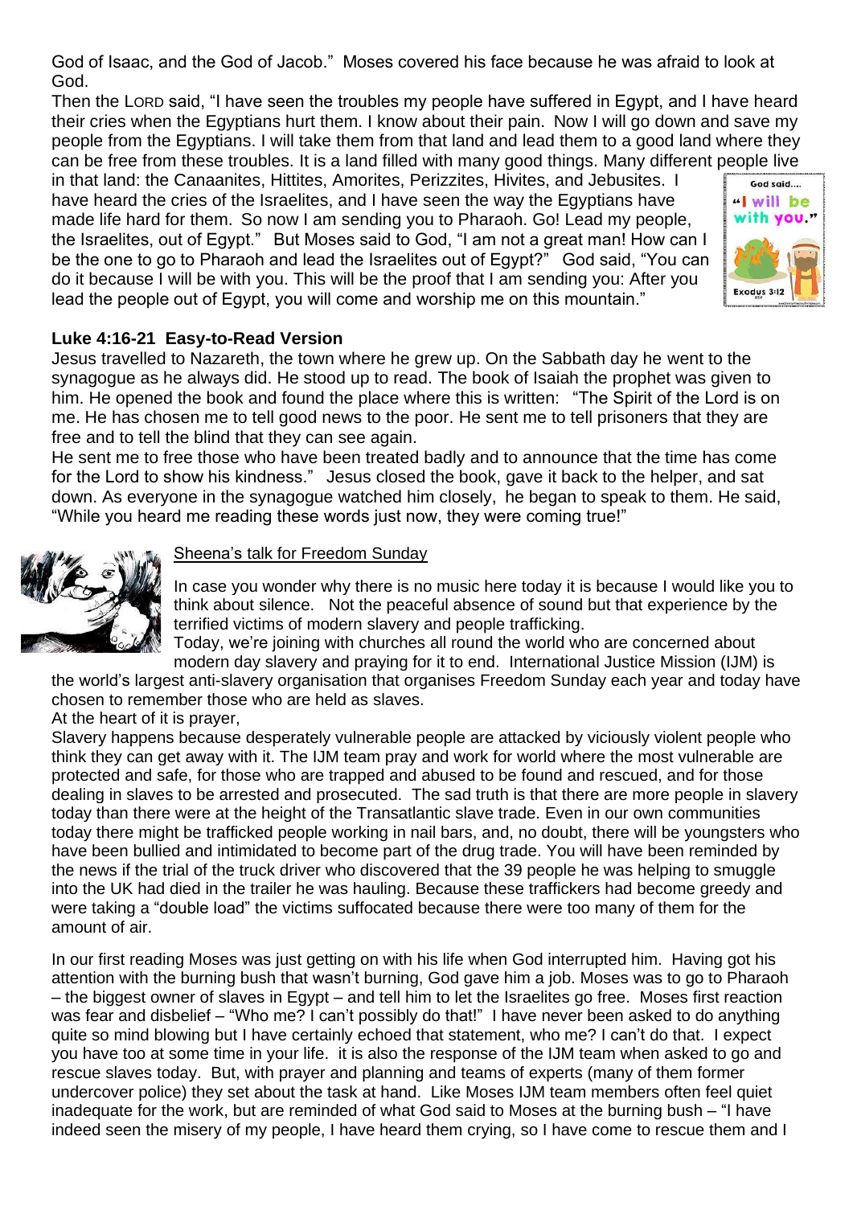God of Isaac, and the God of Jacob." Moses covered his face because he was afraid to look at God.

Then the LORD said, "I have seen the troubles my people have suffered in Egypt, and I have heard their cries when the Egyptians hurt them. I know about their pain. Now I will go down and save my people from the Egyptians. I will take them from that land and lead them to a good land where they can be free from these troubles. It is a land filled with many good things. Many different people live in that land: the Canaanites, Hittites, Amorites, Perizzites, Hivites, and Jebusites. I have heard the cries of the Israelites, and I have seen the way the Egyptians have made life hard for them. So now I am sending you to Pharaoh. Go! Lead my people, the Israelites, out of Egypt." But Moses said to God, "I am not a great man! How can I be the one to go to Pharaoh and lead the Israelites out of Egypt?" God said, "You can do it because I will be with you. This will be the proof that I am sending you: After you lead the people out of Egypt, you will come and worship me on this mountain."

**Luke 4:16-21 Easy-to-Read Version**

Jesus travelled to Nazareth, the town where he grew up. On the Sabbath day he went to the synagogue as he always did. He stood up to read. The book of Isaiah the prophet was given to him. He opened the book and found the place where this is written: "The Spirit of the Lord is on me. He has chosen me to tell good news to the poor. He sent me to tell prisoners that they are free and to tell the blind that they can see again.

He sent me to free those who have been treated badly and to announce that the time has come for the Lord to show his kindness." Jesus closed the book, gave it back to the helper, and sat down. As everyone in the synagogue watched him closely, he began to speak to them. He said, "While you heard me reading these words just now, they were coming true!"

Sheena's talk for Freedom Sunday

In case you wonder why there is no music here today it is because I would like you to think about silence. Not the peaceful absence of sound but that experience by the terrified victims of modern slavery and people trafficking.

Today, we're joining with churches all round the world who are concerned about modern day slavery and praying for it to end. International Justice Mission (IJM) is the world's largest anti-slavery organisation that organises Freedom Sunday each year and today have chosen to remember those who are held as slaves.

At the heart of it is prayer,

Slavery happens because desperately vulnerable people are attacked by viciously violent people who think they can get away with it. The IJM team pray and work for world where the most vulnerable are protected and safe, for those who are trapped and abused to be found and rescued, and for those dealing in slaves to be arrested and prosecuted. The sad truth is that there are more people in slavery today than there were at the height of the Transatlantic slave trade. Even in our own communities today there might be trafficked people working in nail bars, and, no doubt, there will be youngsters who have been bullied and intimidated to become part of the drug trade. You will have been reminded by the news if the trial of the truck driver who discovered that the 39 people he was helping to smuggle into the UK had died in the trailer he was hauling. Because these traffickers had become greedy and were taking a "double load" the victims suffocated because there were too many of them for the amount of air.

In our first reading Moses was just getting on with his life when God interrupted him. Having got his attention with the burning bush that wasn't burning, God gave him a job. Moses was to go to Pharaoh – the biggest owner of slaves in Egypt – and tell him to let the Israelites go free. Moses first reaction was fear and disbelief – "Who me? I can't possibly do that!" I have never been asked to do anything quite so mind blowing but I have certainly echoed that statement, who me? I can't do that. I expect you have too at some time in your life. it is also the response of the IJM team when asked to go and rescue slaves today. But, with prayer and planning and teams of experts (many of them former undercover police) they set about the task at hand. Like Moses IJM team members often feel quiet inadequate for the work, but are reminded of what God said to Moses at the burning bush – "I have indeed seen the misery of my people, I have heard them crying, so I have come to rescue them and I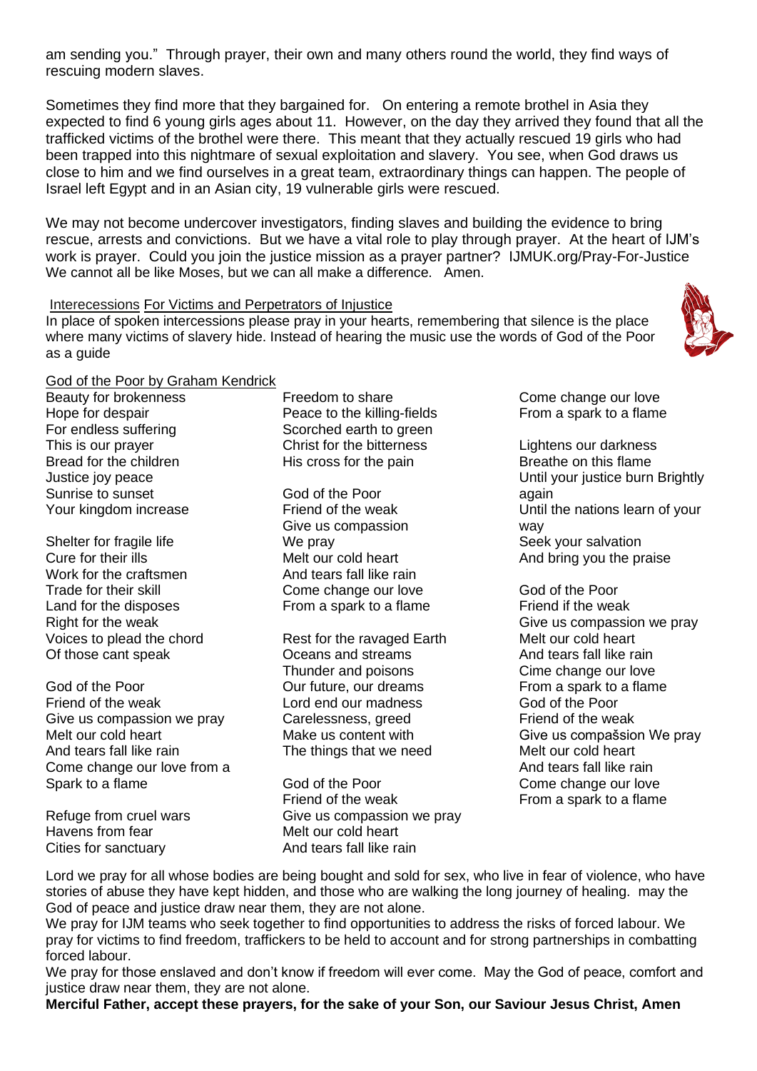am sending you." Through prayer, their own and many others round the world, they find ways of rescuing modern slaves.

Sometimes they find more that they bargained for. On entering a remote brothel in Asia they expected to find 6 young girls ages about 11. However, on the day they arrived they found that all the trafficked victims of the brothel were there. This meant that they actually rescued 19 girls who had been trapped into this nightmare of sexual exploitation and slavery. You see, when God draws us close to him and we find ourselves in a great team, extraordinary things can happen. The people of Israel left Egypt and in an Asian city, 19 vulnerable girls were rescued.

We may not become undercover investigators, finding slaves and building the evidence to bring rescue, arrests and convictions. But we have a vital role to play through prayer. At the heart of IJM's work is prayer. Could you join the justice mission as a prayer partner? IJMUK.org/Pray-For-Justice
We cannot all be like Moses, but we can all make a difference. Amen.

Interecessions For Victims and Perpetrators of Injustice

In place of spoken intercessions please pray in your hearts, remembering that silence is the place where many victims of slavery hide. Instead of hearing the music use the words of God of the Poor as a guide

God of the Poor by Graham Kendrick

Beauty for brokenness
Hope for despair
For endless suffering
This is our prayer
Bread for the children
Justice joy peace
Sunrise to sunset
Your kingdom increase

Shelter for fragile life
Cure for their ills
Work for the craftsmen
Trade for their skill
Land for the disposes
Right for the weak
Voices to plead the chord
Of those cant speak

God of the Poor
Friend of the weak
Give us compassion we pray
Melt our cold heart
And tears fall like rain
Come change our love from a
Spark to a flame

Refuge from cruel wars
Havens from fear
Cities for sanctuary
Freedom to share
Peace to the killing-fields
Scorched earth to green
Christ for the bitterness
His cross for the pain

God of the Poor
Friend of the weak
Give us compassion
We pray
Melt our cold heart
And tears fall like rain
Come change our love
From a spark to a flame

Rest for the ravaged Earth
Oceans and streams
Thunder and poisons
Our future, our dreams
Lord end our madness
Carelessness, greed
Make us content with
The things that we need

God of the Poor
Friend of the weak
Give us compassion we pray
Melt our cold heart
And tears fall like rain
Come change our love
From a spark to a flame

Lightens our darkness
Breathe on this flame
Until your justice burn Brightly again
Until the nations learn of your way
Seek your salvation
And bring you the praise

God of the Poor
Friend if the weak
Give us compassion we pray
Melt our cold heart
And tears fall like rain
Cime change our love
From a spark to a flame
God of the Poor
Friend of the weak
Give us compašsion We pray
Melt our cold heart
And tears fall like rain
Come change our love
From a spark to a flame

Lord we pray for all whose bodies are being bought and sold for sex, who live in fear of violence, who have stories of abuse they have kept hidden, and those who are walking the long journey of healing. may the God of peace and justice draw near them, they are not alone.
We pray for IJM teams who seek together to find opportunities to address the risks of forced labour. We pray for victims to find freedom, traffickers to be held to account and for strong partnerships in combatting forced labour.
We pray for those enslaved and don't know if freedom will ever come. May the God of peace, comfort and justice draw near them, they are not alone.
**Merciful Father, accept these prayers, for the sake of your Son, our Saviour Jesus Christ, Amen**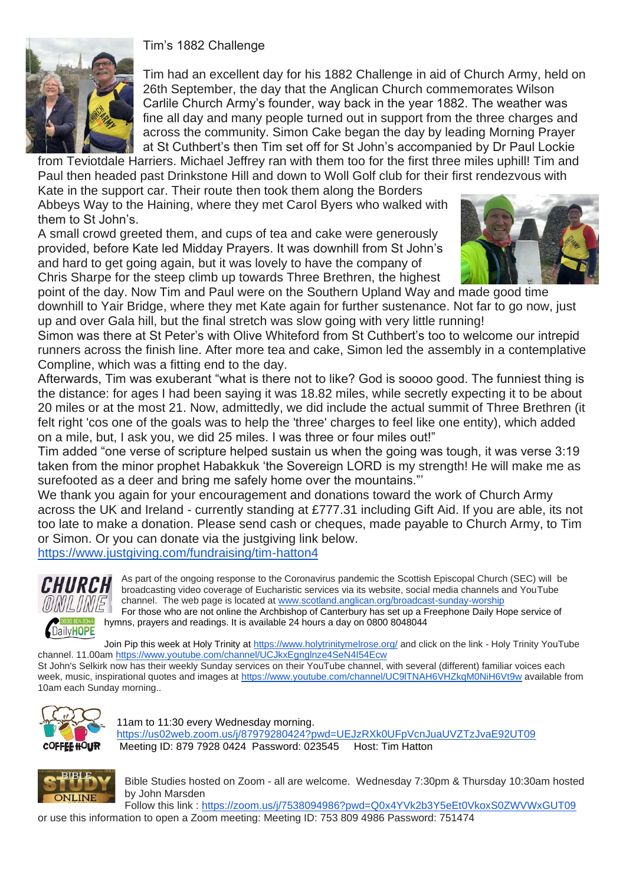## Tim's 1882 Challenge

Tim had an excellent day for his 1882 Challenge in aid of Church Army, held on 26th September, the day that the Anglican Church commemorates Wilson Carlile Church Army's founder, way back in the year 1882. The weather was fine all day and many people turned out in support from the three charges and across the community. Simon Cake began the day by leading Morning Prayer at St Cuthbert's then Tim set off for St John's accompanied by Dr Paul Lockie from Teviotdale Harriers. Michael Jeffrey ran with them too for the first three miles uphill! Tim and Paul then headed past Drinkstone Hill and down to Woll Golf club for their first rendezvous with Kate in the support car. Their route then took them along the Borders Abbeys Way to the Haining, where they met Carol Byers who walked with them to St John's.

A small crowd greeted them, and cups of tea and cake were generously provided, before Kate led Midday Prayers. It was downhill from St John's and hard to get going again, but it was lovely to have the company of Chris Sharpe for the steep climb up towards Three Brethren, the highest point of the day. Now Tim and Paul were on the Southern Upland Way and made good time downhill to Yair Bridge, where they met Kate again for further sustenance. Not far to go now, just up and over Gala hill, but the final stretch was slow going with very little running!

Simon was there at St Peter's with Olive Whiteford from St Cuthbert's too to welcome our intrepid runners across the finish line. After more tea and cake, Simon led the assembly in a contemplative Compline, which was a fitting end to the day.

Afterwards, Tim was exuberant "what is there not to like? God is soooo good. The funniest thing is the distance: for ages I had been saying it was 18.82 miles, while secretly expecting it to be about 20 miles or at the most 21. Now, admittedly, we did include the actual summit of Three Brethren (it felt right 'cos one of the goals was to help the 'three' charges to feel like one entity), which added on a mile, but, I ask you, we did 25 miles. I was three or four miles out!"

Tim added "one verse of scripture helped sustain us when the going was tough, it was verse 3:19 taken from the minor prophet Habakkuk 'the Sovereign LORD is my strength! He will make me as surefooted as a deer and bring me safely home over the mountains."'

We thank you again for your encouragement and donations toward the work of Church Army across the UK and Ireland - currently standing at £777.31 including Gift Aid. If you are able, its not too late to make a donation. Please send cash or cheques, made payable to Church Army, to Tim or Simon. Or you can donate via the justgiving link below.

https://www.justgiving.com/fundraising/tim-hatton4

**CHURCH ONLINE**

As part of the ongoing response to the Coronavirus pandemic the Scottish Episcopal Church (SEC) will be broadcasting video coverage of Eucharistic services via its website, social media channels and YouTube channel. The web page is located at www.scotland.anglican.org/broadcast-sunday-worship

For those who are not online the Archbishop of Canterbury has set up a Freephone Daily Hope service of hymns, prayers and readings. It is available 24 hours a day on 0800 8048044

Join Pip this week at Holy Trinity at https://www.holytrinitymelrose.org/ and click on the link - Holy Trinity YouTube channel. 11.00am https://www.youtube.com/channel/UCJkxEgnglnze4SeN4I54Ecw

St John's Selkirk now has their weekly Sunday services on their YouTube channel, with several (different) familiar voices each week, music, inspirational quotes and images at https://www.youtube.com/channel/UC9lTNAH6VHZkgM0NiH6Vt9w available from 10am each Sunday morning..

**COFFEE HOUR**

11am to 11:30 every Wednesday morning.
https://us02web.zoom.us/j/87979280424?pwd=UEJzRXk0UFpVcnJuaUVZTzJvaE92UT09
Meeting ID: 879 7928 0424 Password: 023545 Host: Tim Hatton

**BIBLE STUDY ONLINE**

Bible Studies hosted on Zoom - all are welcome. Wednesday 7:30pm & Thursday 10:30am hosted by John Marsden

Follow this link : https://zoom.us/j/7538094986?pwd=Q0x4YVk2b3Y5eEt0VkoxS0ZWVWxGUT09 or use this information to open a Zoom meeting: Meeting ID: 753 809 4986 Password: 751474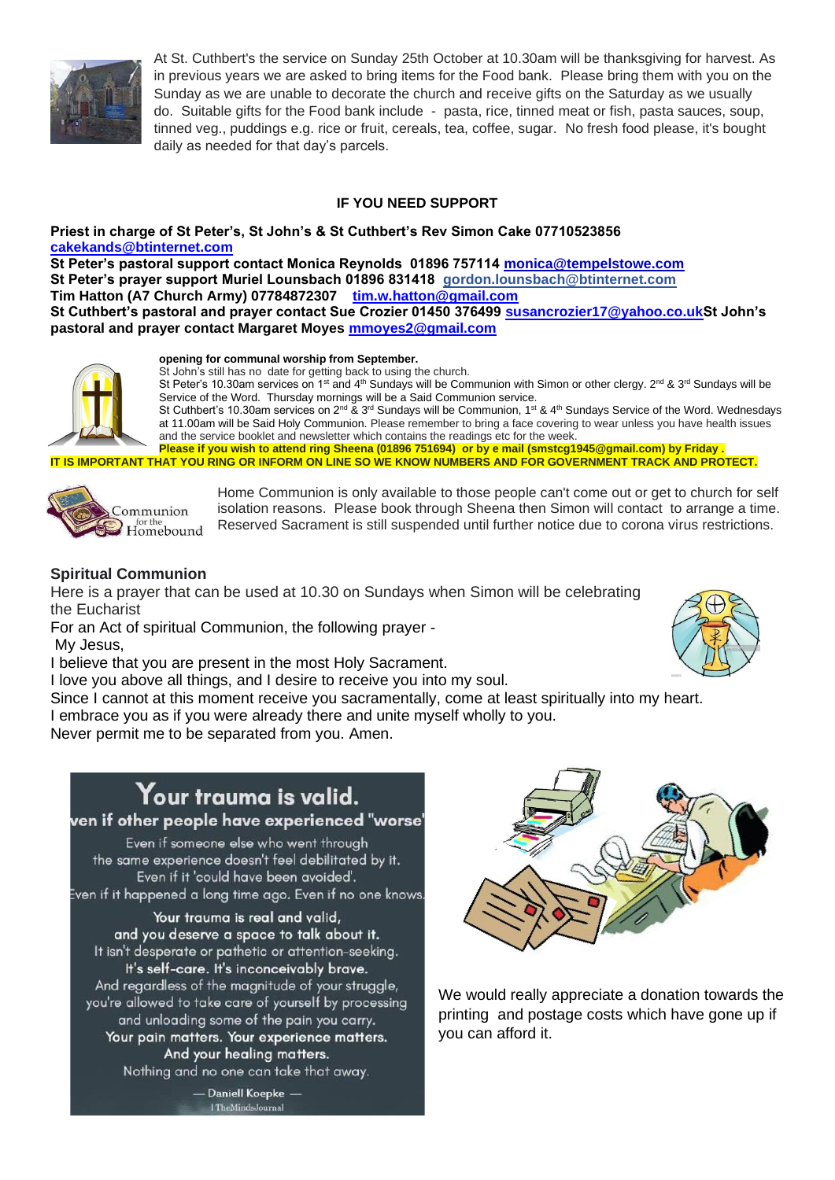At St. Cuthbert's the service on Sunday 25th October at 10.30am will be thanksgiving for harvest. As in previous years we are asked to bring items for the Food bank. Please bring them with you on the Sunday as we are unable to decorate the church and receive gifts on the Saturday as we usually do. Suitable gifts for the Food bank include - pasta, rice, tinned meat or fish, pasta sauces, soup, tinned veg., puddings e.g. rice or fruit, cereals, tea, coffee, sugar. No fresh food please, it's bought daily as needed for that day's parcels.

## IF YOU NEED SUPPORT

**Priest in charge of St Peter's, St John's & St Cuthbert's Rev Simon Cake 07710523856 cakekands@btinternet.com**
**St Peter's pastoral support contact Monica Reynolds 01896 757114 monica@tempelstowe.com**
**St Peter's prayer support Muriel Lounsbach 01896 831418 gordon.lounsbach@btinternet.com**
**Tim Hatton (A7 Church Army) 07784872307 tim.w.hatton@gmail.com**
**St Cuthbert's pastoral and prayer contact Sue Crozier 01450 376499 susancrozier17@yahoo.co.uk St John's pastoral and prayer contact Margaret Moyes mmoyes2@gmail.com**

**opening for communal worship from September.**
St John's still has no date for getting back to using the church.
St Peter's 10.30am services on 1st and 4th Sundays will be Communion with Simon or other clergy. 2nd & 3rd Sundays will be Service of the Word. Thursday mornings will be a Said Communion service.
St Cuthbert's 10.30am services on 2nd & 3rd Sundays will be Communion, 1st & 4th Sundays Service of the Word. Wednesdays at 11.00am will be Said Holy Communion. Please remember to bring a face covering to wear unless you have health issues and the service booklet and newsletter which contains the readings etc for the week.
**Please if you wish to attend ring Sheena (01896 751694) or by e mail (smstcg1945@gmail.com) by Friday .**
**IT IS IMPORTANT THAT YOU RING OR INFORM ON LINE SO WE KNOW NUMBERS AND FOR GOVERNMENT TRACK AND PROTECT.**

Home Communion is only available to those people can't come out or get to church for self isolation reasons. Please book through Sheena then Simon will contact to arrange a time. Reserved Sacrament is still suspended until further notice due to corona virus restrictions.

### Spiritual Communion

Here is a prayer that can be used at 10.30 on Sundays when Simon will be celebrating the Eucharist
For an Act of spiritual Communion, the following prayer -
My Jesus,
I believe that you are present in the most Holy Sacrament.
I love you above all things, and I desire to receive you into my soul.
Since I cannot at this moment receive you sacramentally, come at least spiritually into my heart.
I embrace you as if you were already there and unite myself wholly to you.
Never permit me to be separated from you. Amen.

We would really appreciate a donation towards the printing and postage costs which have gone up if you can afford it.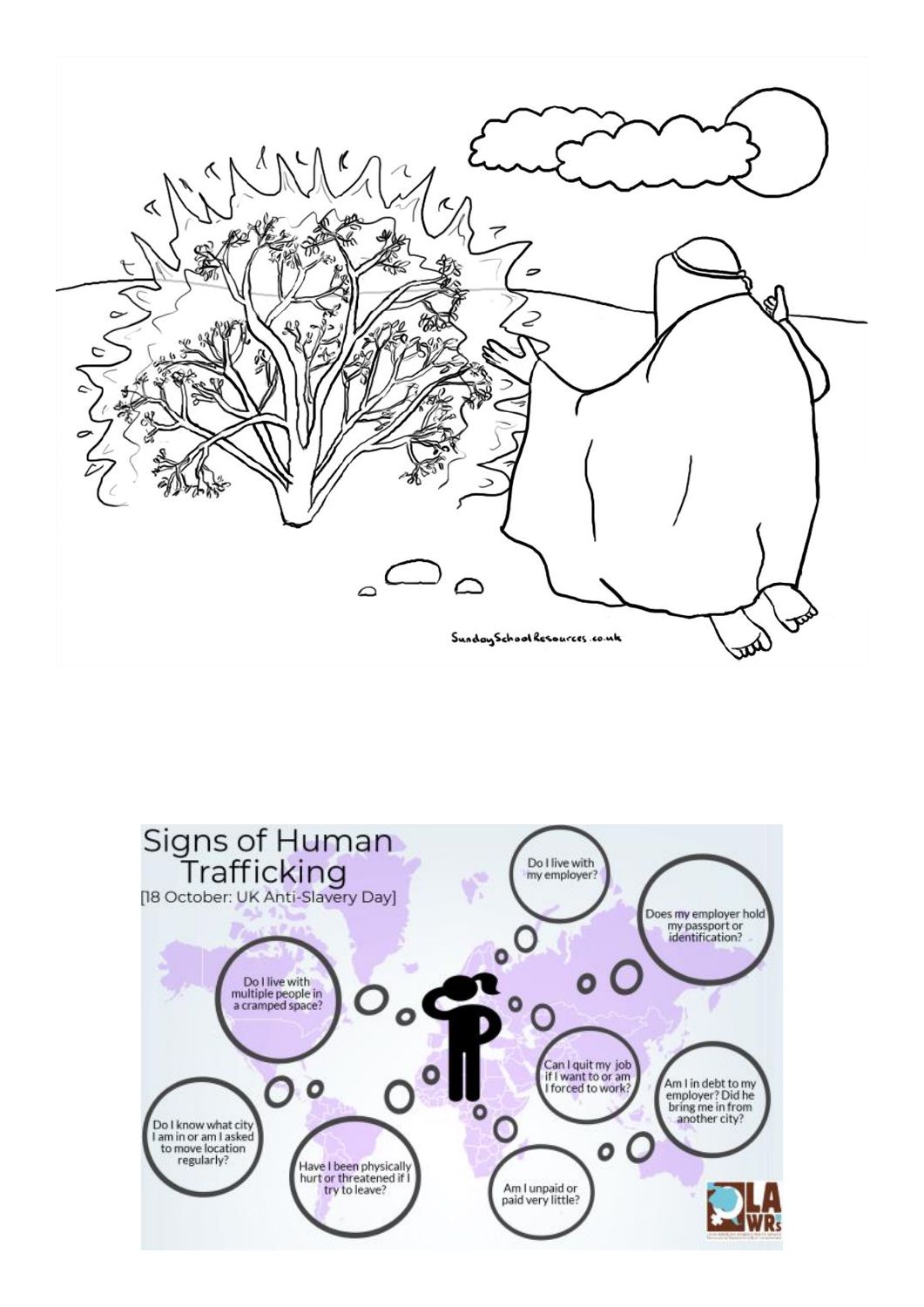SundaySchoolResources.co.uk

# Signs of Human Trafficking

[18 October: UK Anti-Slavery Day]

Do I live with my employer?

Does my employer hold my passport or identification?

Do I live with multiple people in a cramped space?

Can I quit my job if I want to or am I forced to work?

Am I in debt to my employer? Did he bring me in from another city?

Do I know what city I am in or am I asked to move location regularly?

Have I been physically hurt or threatened if I try to leave?

Am I unpaid or paid very little?

LAWRS